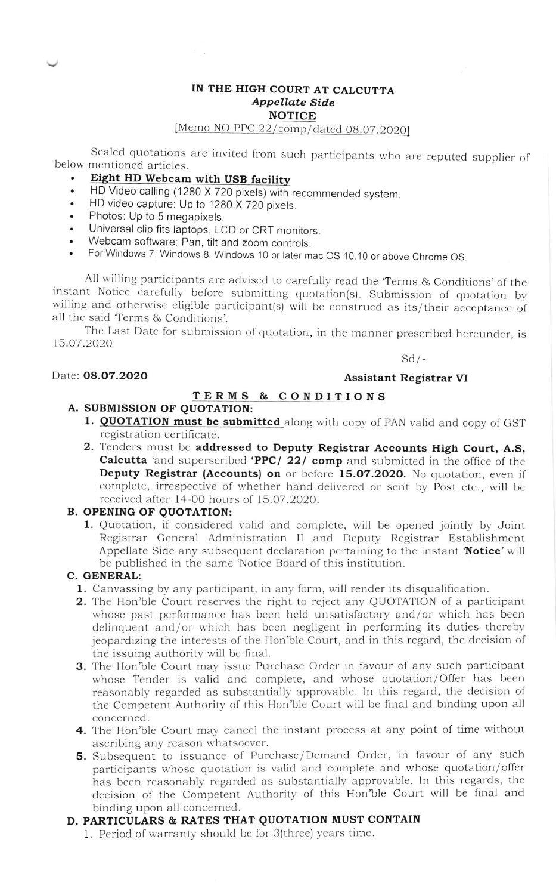# IN THE HIGH COURT AT CALCUTTA

## *Appellate Side*

## NOTICE

[Memo NO PPC 22/comp/dated 08.07.2020]

Sealed quotations are invited from such participants who are reputed supplier of below mentioned articles.

- **Eight HD Webcam with USB facility**
- HD Video calling (1280 X 720 pixels) with recommended system.
- HD video capture: Up to 1280 X 720 pixels.
- Photos: Up to 5 megapixels.
- Universal clip fits laptops, LCD or CRT monitors.
- Webcam software: Pan, tilt and zoom controls.
- For Windows 7, Windows 8, Windows 10 or later mac OS 10.10 or above Chrome OS.

All willing participants are advised to carefully read the 'Terms & Conditions' of the instant Notice carefully before submitting quotation(s). Submission of quotation by willing and otherwise eligible participant(s) will be construed as its/their acceptance of all the said 'Terms & Conditions'.

The Last Date for submission of quotation, in the manner prescribed hereunder, is 15.07.2020

Sd/-

Date: **08.07.2020** **Assistant Registrar VI**

## TERMS & CONDITIONS

### A. SUBMISSION OF QUOTATION:

1. **QUOTATION must be submitted** along with copy of PAN valid and copy of GST registration certificate.
2. Tenders must be **addressed to Deputy Registrar Accounts High Court, A.S, Calcutta** 'and superscribed **'PPC/ 22/ comp** and submitted in the office of the **Deputy Registrar (Accounts) on** or before **15.07.2020.** No quotation, even if complete, irrespective of whether hand-delivered or sent by Post etc., will be received after 14-00 hours of 15.07.2020.

### B. OPENING OF QUOTATION:

1. Quotation, if considered valid and complete, will be opened jointly by Joint Registrar General Administration II and Deputy Registrar Establishment Appellate Side any subsequent declaration pertaining to the instant **'Notice'** will be published in the same 'Notice Board of this institution.

### C. GENERAL:

1. Canvassing by any participant, in any form, will render its disqualification.
2. The Hon'ble Court reserves the right to reject any QUOTATION of a participant whose past performance has been held unsatisfactory and/or which has been delinquent and/or which has been negligent in performing its duties thereby jeopardizing the interests of the Hon'ble Court, and in this regard, the decision of the issuing authority will be final.
3. The Hon'ble Court may issue Purchase Order in favour of any such participant whose Tender is valid and complete, and whose quotation/Offer has been reasonably regarded as substantially approvable. In this regard, the decision of the Competent Authority of this Hon'ble Court will be final and binding upon all concerned.
4. The Hon'ble Court may cancel the instant process at any point of time without ascribing any reason whatsoever.
5. Subsequent to issuance of Purchase/Demand Order, in favour of any such participants whose quotation is valid and complete and whose quotation/offer has been reasonably regarded as substantially approvable. In this regards, the decision of the Competent Authority of this Hon'ble Court will be final and binding upon all concerned.

### D. PARTICULARS & RATES THAT QUOTATION MUST CONTAIN

1. Period of warranty should be for 3(three) years time.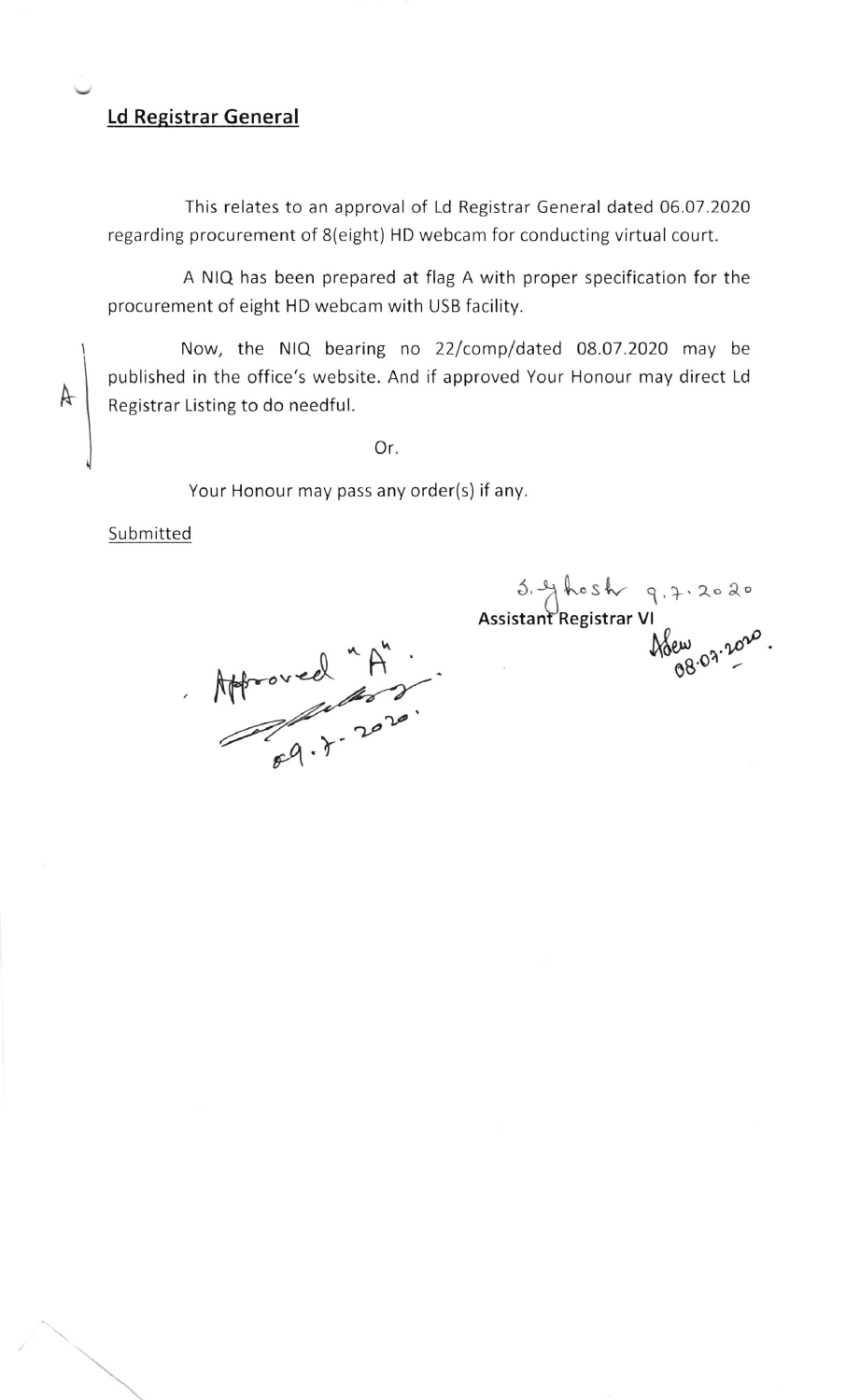## Ld Registrar General

This relates to an approval of Ld Registrar General dated 06.07.2020 regarding procurement of 8(eight) HD webcam for conducting virtual court.

A NIQ has been prepared at flag A with proper specification for the procurement of eight HD webcam with USB facility.

A Now, the NIQ bearing no 22/comp/dated 08.07.2020 may be published in the office's website. And if approved Your Honour may direct Ld Registrar Listing to do needful.

Or.

Your Honour may pass any order(s) if any.

Submitted

S. Ghosh 9.7.2020
**Assistant Registrar VI**
Abew 08.07.2020.

Approved "A".
09.7.2020.